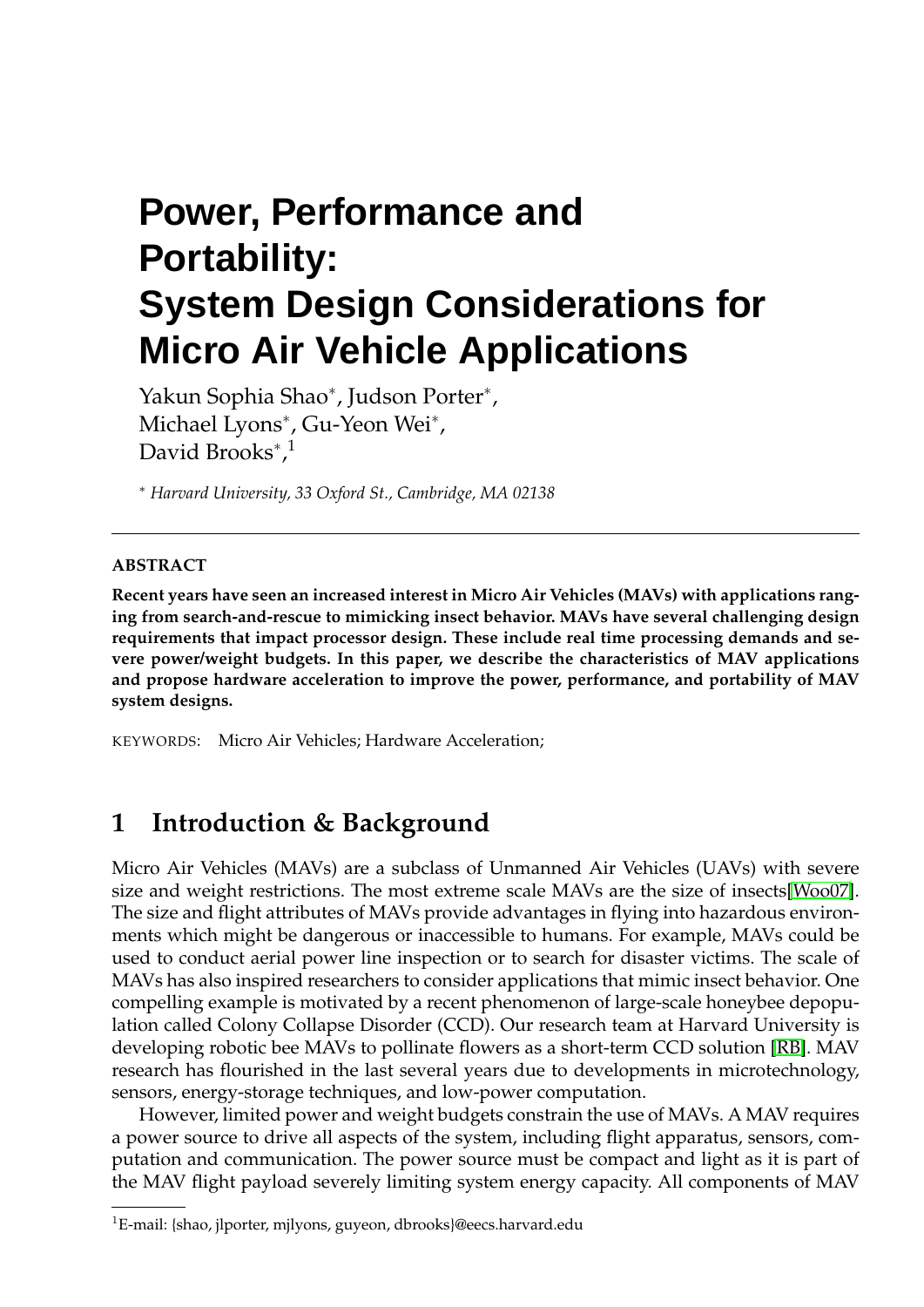# Power, Performance and Portability: System Design Considerations for Micro Air Vehicle Applications

Yakun Sophia Shao*, Judson Porter*, Michael Lyons*, Gu-Yeon Wei*, David Brooks*,[1]

\* *Harvard University, 33 Oxford St., Cambridge, MA 02138*

---

**ABSTRACT**

**Recent years have seen an increased interest in Micro Air Vehicles (MAVs) with applications ranging from search-and-rescue to mimicking insect behavior. MAVs have several challenging design requirements that impact processor design. These include real time processing demands and severe power/weight budgets. In this paper, we describe the characteristics of MAV applications and propose hardware acceleration to improve the power, performance, and portability of MAV system designs.**

KEYWORDS: Micro Air Vehicles; Hardware Acceleration;

## 1 Introduction & Background

Micro Air Vehicles (MAVs) are a subclass of Unmanned Air Vehicles (UAVs) with severe size and weight restrictions. The most extreme scale MAVs are the size of insects[Woo07]. The size and flight attributes of MAVs provide advantages in flying into hazardous environments which might be dangerous or inaccessible to humans. For example, MAVs could be used to conduct aerial power line inspection or to search for disaster victims. The scale of MAVs has also inspired researchers to consider applications that mimic insect behavior. One compelling example is motivated by a recent phenomenon of large-scale honeybee depopulation called Colony Collapse Disorder (CCD). Our research team at Harvard University is developing robotic bee MAVs to pollinate flowers as a short-term CCD solution [RB]. MAV research has flourished in the last several years due to developments in microtechnology, sensors, energy-storage techniques, and low-power computation.

However, limited power and weight budgets constrain the use of MAVs. A MAV requires a power source to drive all aspects of the system, including flight apparatus, sensors, computation and communication. The power source must be compact and light as it is part of the MAV flight payload severely limiting system energy capacity. All components of MAV

---

[1] E-mail: {shao, jlporter, mjlyons, guyeon, dbrooks}@eecs.harvard.edu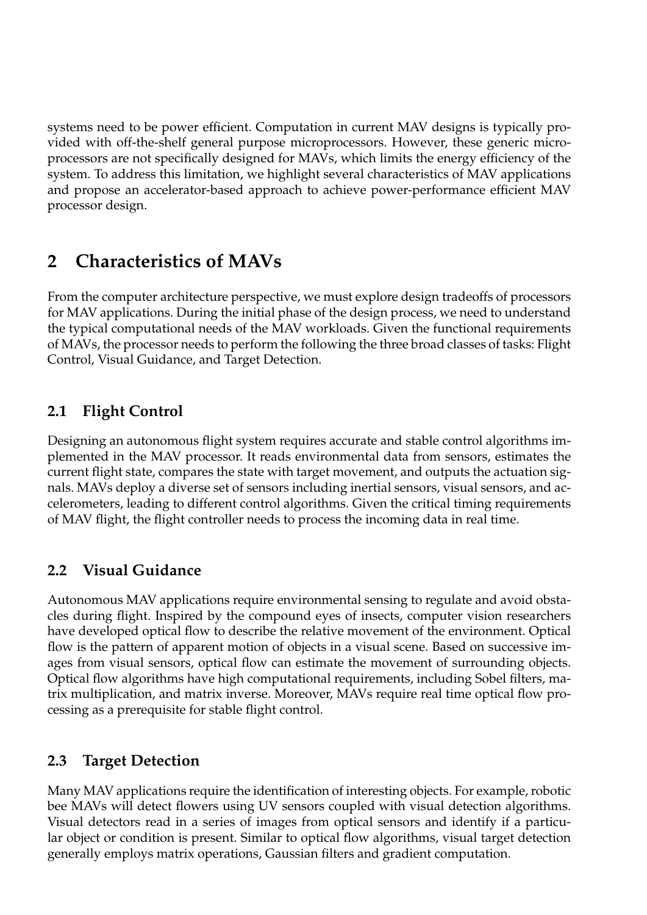systems need to be power efficient. Computation in current MAV designs is typically provided with off-the-shelf general purpose microprocessors. However, these generic microprocessors are not specifically designed for MAVs, which limits the energy efficiency of the system. To address this limitation, we highlight several characteristics of MAV applications and propose an accelerator-based approach to achieve power-performance efficient MAV processor design.

## 2 Characteristics of MAVs

From the computer architecture perspective, we must explore design tradeoffs of processors for MAV applications. During the initial phase of the design process, we need to understand the typical computational needs of the MAV workloads. Given the functional requirements of MAVs, the processor needs to perform the following the three broad classes of tasks: Flight Control, Visual Guidance, and Target Detection.

### 2.1 Flight Control

Designing an autonomous flight system requires accurate and stable control algorithms implemented in the MAV processor. It reads environmental data from sensors, estimates the current flight state, compares the state with target movement, and outputs the actuation signals. MAVs deploy a diverse set of sensors including inertial sensors, visual sensors, and accelerometers, leading to different control algorithms. Given the critical timing requirements of MAV flight, the flight controller needs to process the incoming data in real time.

### 2.2 Visual Guidance

Autonomous MAV applications require environmental sensing to regulate and avoid obstacles during flight. Inspired by the compound eyes of insects, computer vision researchers have developed optical flow to describe the relative movement of the environment. Optical flow is the pattern of apparent motion of objects in a visual scene. Based on successive images from visual sensors, optical flow can estimate the movement of surrounding objects. Optical flow algorithms have high computational requirements, including Sobel filters, matrix multiplication, and matrix inverse. Moreover, MAVs require real time optical flow processing as a prerequisite for stable flight control.

### 2.3 Target Detection

Many MAV applications require the identification of interesting objects. For example, robotic bee MAVs will detect flowers using UV sensors coupled with visual detection algorithms. Visual detectors read in a series of images from optical sensors and identify if a particular object or condition is present. Similar to optical flow algorithms, visual target detection generally employs matrix operations, Gaussian filters and gradient computation.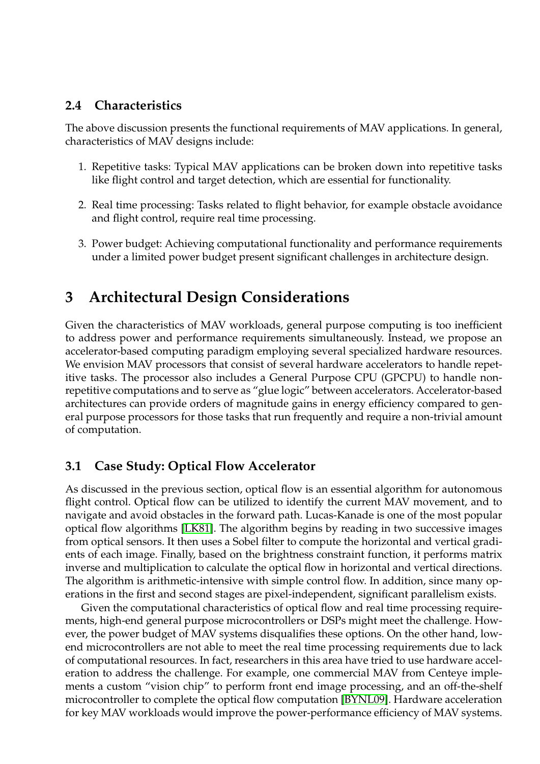## 2.4 Characteristics

The above discussion presents the functional requirements of MAV applications. In general, characteristics of MAV designs include:

1. Repetitive tasks: Typical MAV applications can be broken down into repetitive tasks like flight control and target detection, which are essential for functionality.

2. Real time processing: Tasks related to flight behavior, for example obstacle avoidance and flight control, require real time processing.

3. Power budget: Achieving computational functionality and performance requirements under a limited power budget present significant challenges in architecture design.

# 3 Architectural Design Considerations

Given the characteristics of MAV workloads, general purpose computing is too inefficient to address power and performance requirements simultaneously. Instead, we propose an accelerator-based computing paradigm employing several specialized hardware resources. We envision MAV processors that consist of several hardware accelerators to handle repetitive tasks. The processor also includes a General Purpose CPU (GPCPU) to handle non-repetitive computations and to serve as "glue logic" between accelerators. Accelerator-based architectures can provide orders of magnitude gains in energy efficiency compared to general purpose processors for those tasks that run frequently and require a non-trivial amount of computation.

## 3.1 Case Study: Optical Flow Accelerator

As discussed in the previous section, optical flow is an essential algorithm for autonomous flight control. Optical flow can be utilized to identify the current MAV movement, and to navigate and avoid obstacles in the forward path. Lucas-Kanade is one of the most popular optical flow algorithms [LK81]. The algorithm begins by reading in two successive images from optical sensors. It then uses a Sobel filter to compute the horizontal and vertical gradients of each image. Finally, based on the brightness constraint function, it performs matrix inverse and multiplication to calculate the optical flow in horizontal and vertical directions. The algorithm is arithmetic-intensive with simple control flow. In addition, since many operations in the first and second stages are pixel-independent, significant parallelism exists.

Given the computational characteristics of optical flow and real time processing requirements, high-end general purpose microcontrollers or DSPs might meet the challenge. However, the power budget of MAV systems disqualifies these options. On the other hand, low-end microcontrollers are not able to meet the real time processing requirements due to lack of computational resources. In fact, researchers in this area have tried to use hardware acceleration to address the challenge. For example, one commercial MAV from Centeye implements a custom "vision chip" to perform front end image processing, and an off-the-shelf microcontroller to complete the optical flow computation [BYNL09]. Hardware acceleration for key MAV workloads would improve the power-performance efficiency of MAV systems.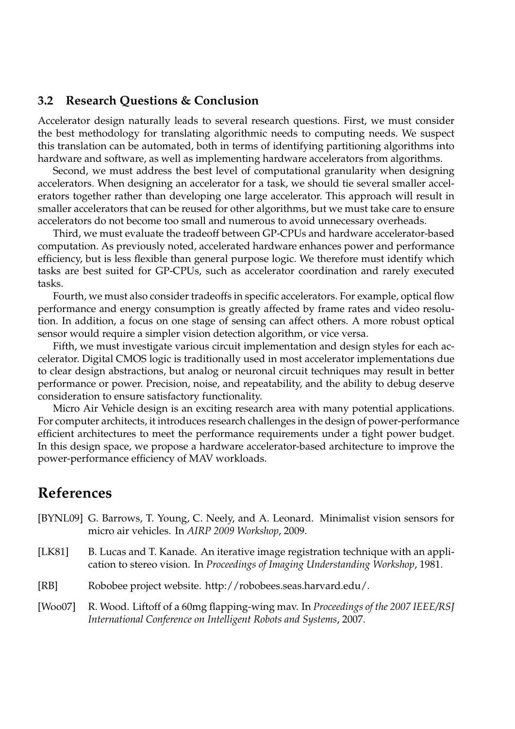### 3.2 Research Questions & Conclusion

Accelerator design naturally leads to several research questions. First, we must consider the best methodology for translating algorithmic needs to computing needs. We suspect this translation can be automated, both in terms of identifying partitioning algorithms into hardware and software, as well as implementing hardware accelerators from algorithms.

Second, we must address the best level of computational granularity when designing accelerators. When designing an accelerator for a task, we should tie several smaller accelerators together rather than developing one large accelerator. This approach will result in smaller accelerators that can be reused for other algorithms, but we must take care to ensure accelerators do not become too small and numerous to avoid unnecessary overheads.

Third, we must evaluate the tradeoff between GP-CPUs and hardware accelerator-based computation. As previously noted, accelerated hardware enhances power and performance efficiency, but is less flexible than general purpose logic. We therefore must identify which tasks are best suited for GP-CPUs, such as accelerator coordination and rarely executed tasks.

Fourth, we must also consider tradeoffs in specific accelerators. For example, optical flow performance and energy consumption is greatly affected by frame rates and video resolution. In addition, a focus on one stage of sensing can affect others. A more robust optical sensor would require a simpler vision detection algorithm, or vice versa.

Fifth, we must investigate various circuit implementation and design styles for each accelerator. Digital CMOS logic is traditionally used in most accelerator implementations due to clear design abstractions, but analog or neuronal circuit techniques may result in better performance or power. Precision, noise, and repeatability, and the ability to debug deserve consideration to ensure satisfactory functionality.

Micro Air Vehicle design is an exciting research area with many potential applications. For computer architects, it introduces research challenges in the design of power-performance efficient architectures to meet the performance requirements under a tight power budget. In this design space, we propose a hardware accelerator-based architecture to improve the power-performance efficiency of MAV workloads.

## References

[BYNL09] G. Barrows, T. Young, C. Neely, and A. Leonard. Minimalist vision sensors for micro air vehicles. In *AIRP 2009 Workshop*, 2009.

[LK81] B. Lucas and T. Kanade. An iterative image registration technique with an application to stereo vision. In *Proceedings of Imaging Understanding Workshop*, 1981.

[RB] Robobee project website. http://robobees.seas.harvard.edu/.

[Woo07] R. Wood. Liftoff of a 60mg flapping-wing mav. In *Proceedings of the 2007 IEEE/RSJ International Conference on Intelligent Robots and Systems*, 2007.